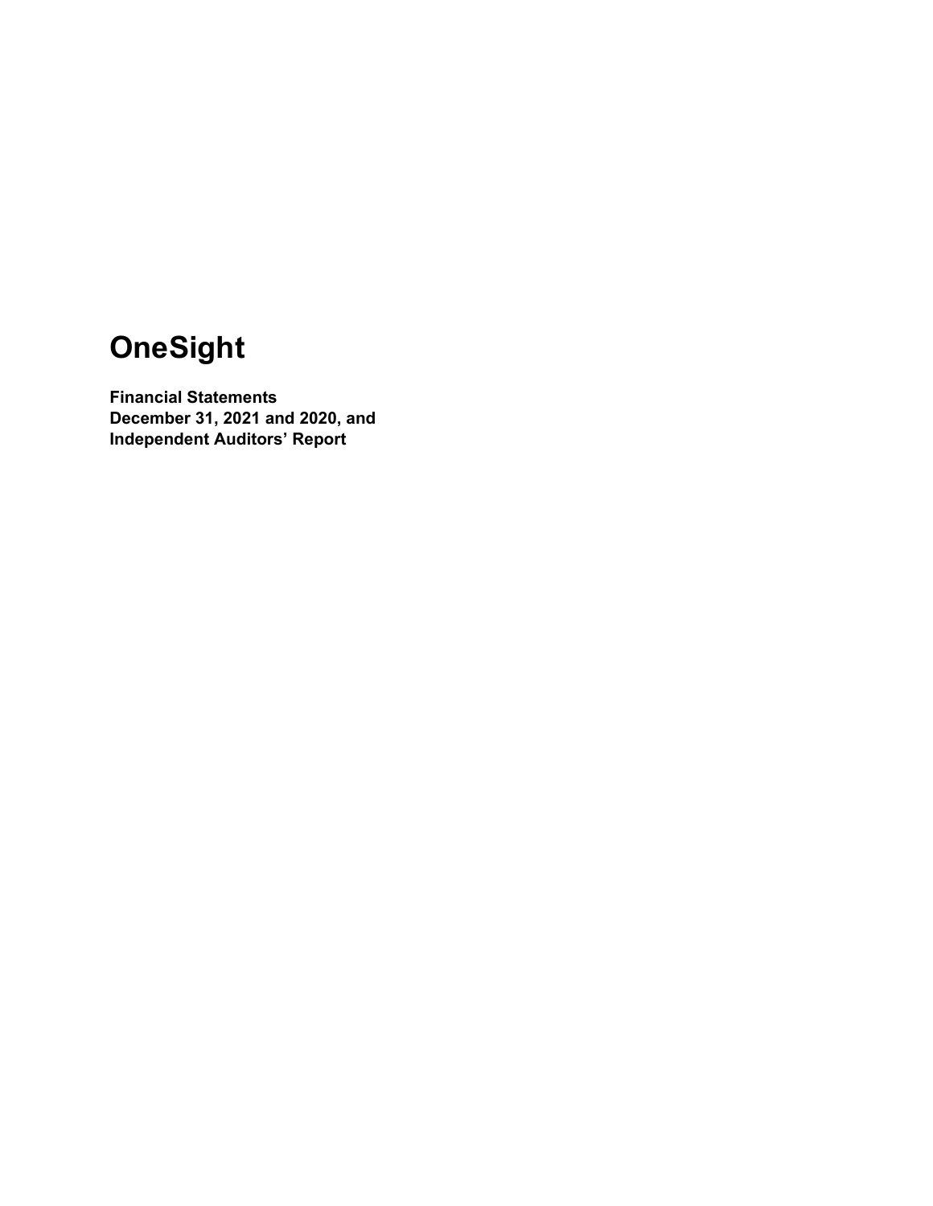# OneSight

**Financial Statements**
**December 31, 2021 and 2020, and**
**Independent Auditors' Report**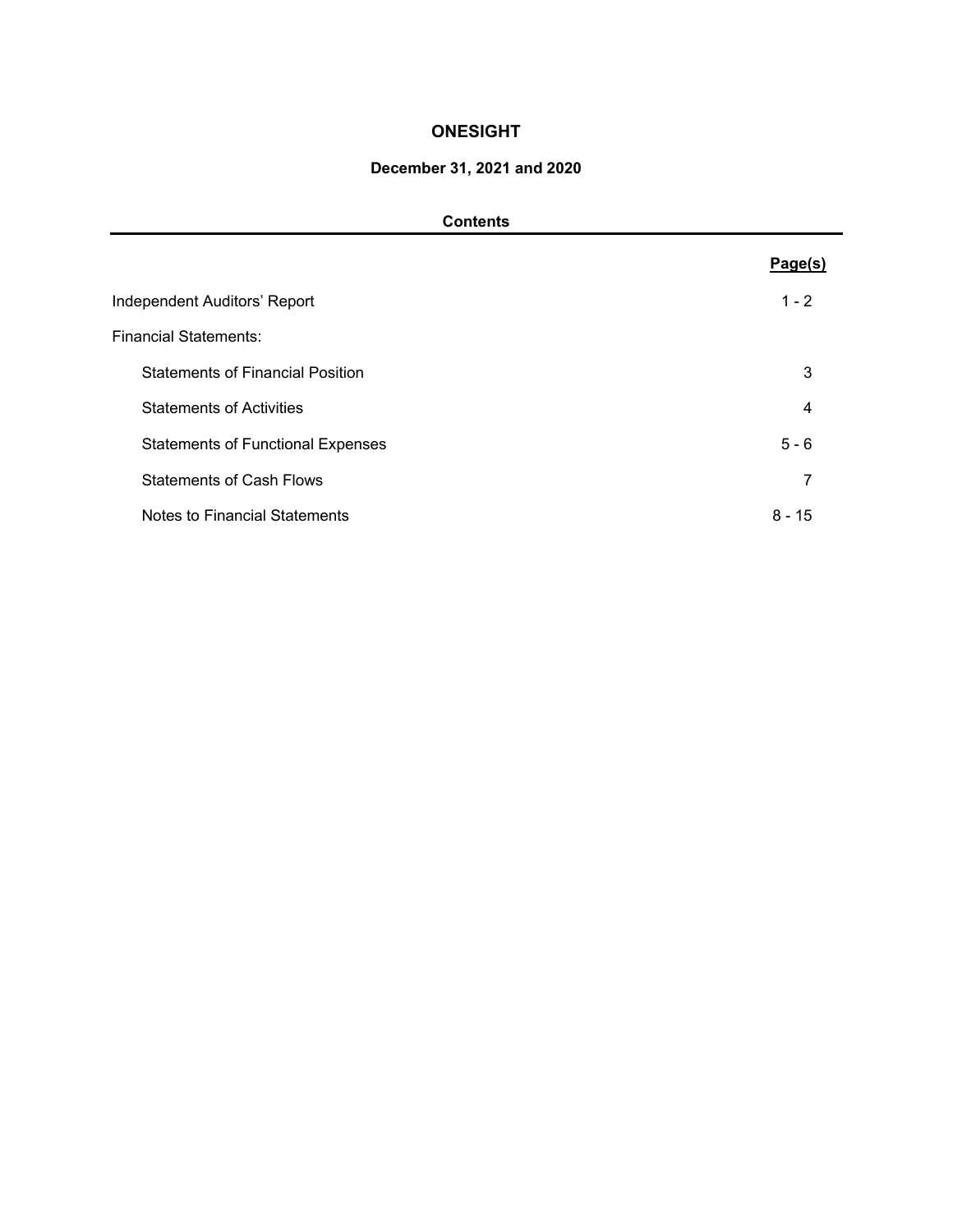# ONESIGHT

## December 31, 2021 and 2020

### Contents

| | Page(s) |
|---|---|
| Independent Auditors' Report | 1 - 2 |
| Financial Statements: | |
| Statements of Financial Position | 3 |
| Statements of Activities | 4 |
| Statements of Functional Expenses | 5 - 6 |
| Statements of Cash Flows | 7 |
| Notes to Financial Statements | 8 - 15 |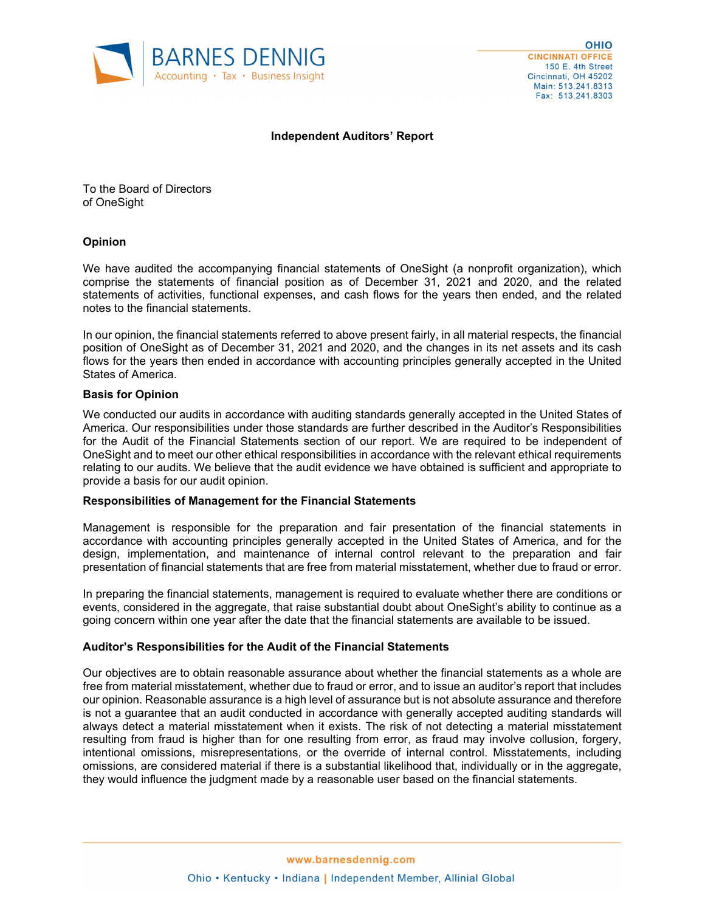# Independent Auditors' Report

To the Board of Directors
of OneSight

## Opinion

We have audited the accompanying financial statements of OneSight (a nonprofit organization), which comprise the statements of financial position as of December 31, 2021 and 2020, and the related statements of activities, functional expenses, and cash flows for the years then ended, and the related notes to the financial statements.

In our opinion, the financial statements referred to above present fairly, in all material respects, the financial position of OneSight as of December 31, 2021 and 2020, and the changes in its net assets and its cash flows for the years then ended in accordance with accounting principles generally accepted in the United States of America.

## Basis for Opinion

We conducted our audits in accordance with auditing standards generally accepted in the United States of America. Our responsibilities under those standards are further described in the Auditor's Responsibilities for the Audit of the Financial Statements section of our report. We are required to be independent of OneSight and to meet our other ethical responsibilities in accordance with the relevant ethical requirements relating to our audits. We believe that the audit evidence we have obtained is sufficient and appropriate to provide a basis for our audit opinion.

## Responsibilities of Management for the Financial Statements

Management is responsible for the preparation and fair presentation of the financial statements in accordance with accounting principles generally accepted in the United States of America, and for the design, implementation, and maintenance of internal control relevant to the preparation and fair presentation of financial statements that are free from material misstatement, whether due to fraud or error.

In preparing the financial statements, management is required to evaluate whether there are conditions or events, considered in the aggregate, that raise substantial doubt about OneSight's ability to continue as a going concern within one year after the date that the financial statements are available to be issued.

## Auditor's Responsibilities for the Audit of the Financial Statements

Our objectives are to obtain reasonable assurance about whether the financial statements as a whole are free from material misstatement, whether due to fraud or error, and to issue an auditor's report that includes our opinion. Reasonable assurance is a high level of assurance but is not absolute assurance and therefore is not a guarantee that an audit conducted in accordance with generally accepted auditing standards will always detect a material misstatement when it exists. The risk of not detecting a material misstatement resulting from fraud is higher than for one resulting from error, as fraud may involve collusion, forgery, intentional omissions, misrepresentations, or the override of internal control. Misstatements, including omissions, are considered material if there is a substantial likelihood that, individually or in the aggregate, they would influence the judgment made by a reasonable user based on the financial statements.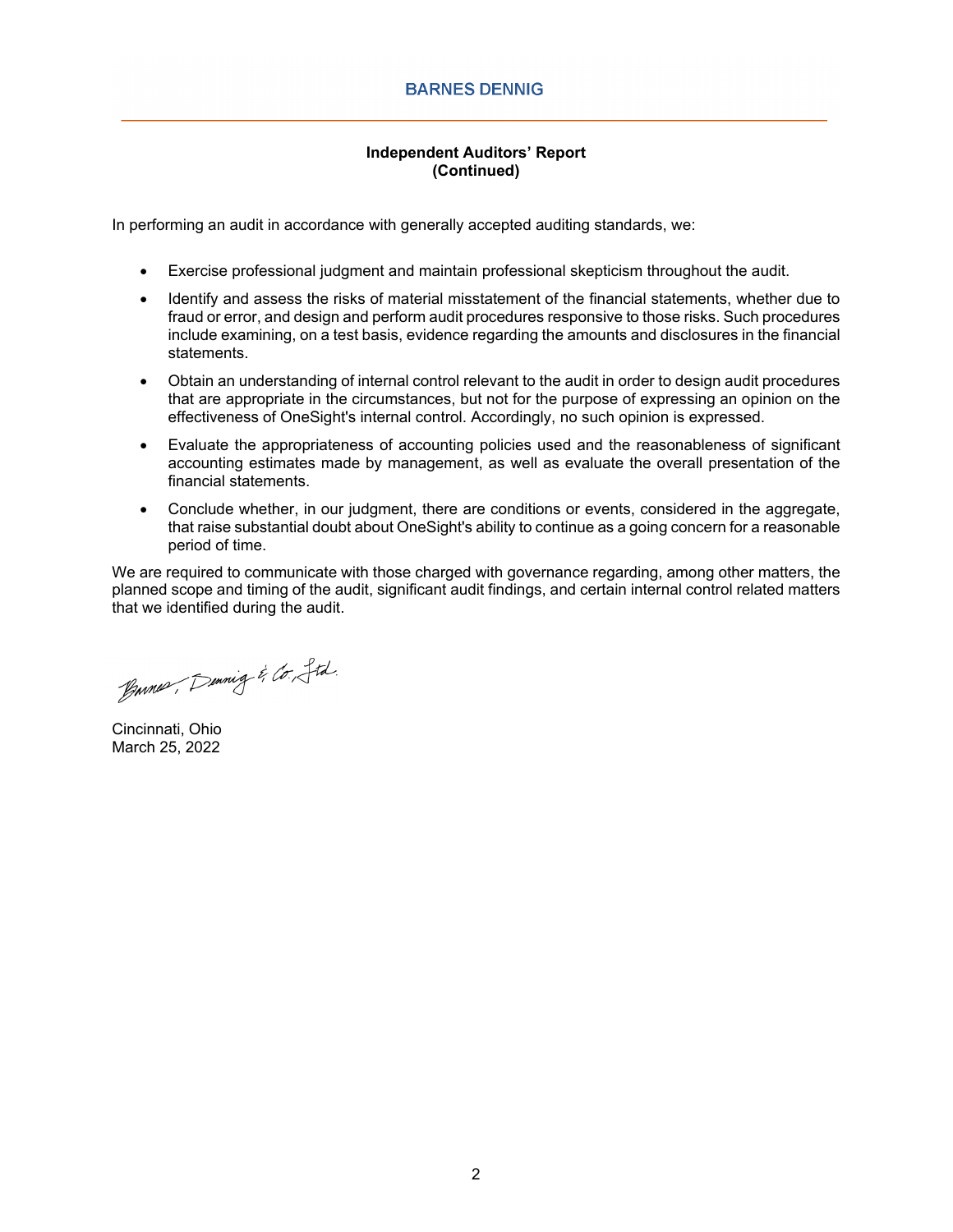**Independent Auditors' Report**
**(Continued)**

In performing an audit in accordance with generally accepted auditing standards, we:

- Exercise professional judgment and maintain professional skepticism throughout the audit.
- Identify and assess the risks of material misstatement of the financial statements, whether due to fraud or error, and design and perform audit procedures responsive to those risks. Such procedures include examining, on a test basis, evidence regarding the amounts and disclosures in the financial statements.
- Obtain an understanding of internal control relevant to the audit in order to design audit procedures that are appropriate in the circumstances, but not for the purpose of expressing an opinion on the effectiveness of OneSight's internal control. Accordingly, no such opinion is expressed.
- Evaluate the appropriateness of accounting policies used and the reasonableness of significant accounting estimates made by management, as well as evaluate the overall presentation of the financial statements.
- Conclude whether, in our judgment, there are conditions or events, considered in the aggregate, that raise substantial doubt about OneSight's ability to continue as a going concern for a reasonable period of time.

We are required to communicate with those charged with governance regarding, among other matters, the planned scope and timing of the audit, significant audit findings, and certain internal control related matters that we identified during the audit.

Barnes, Dennig & Co., Ltd.

Cincinnati, Ohio
March 25, 2022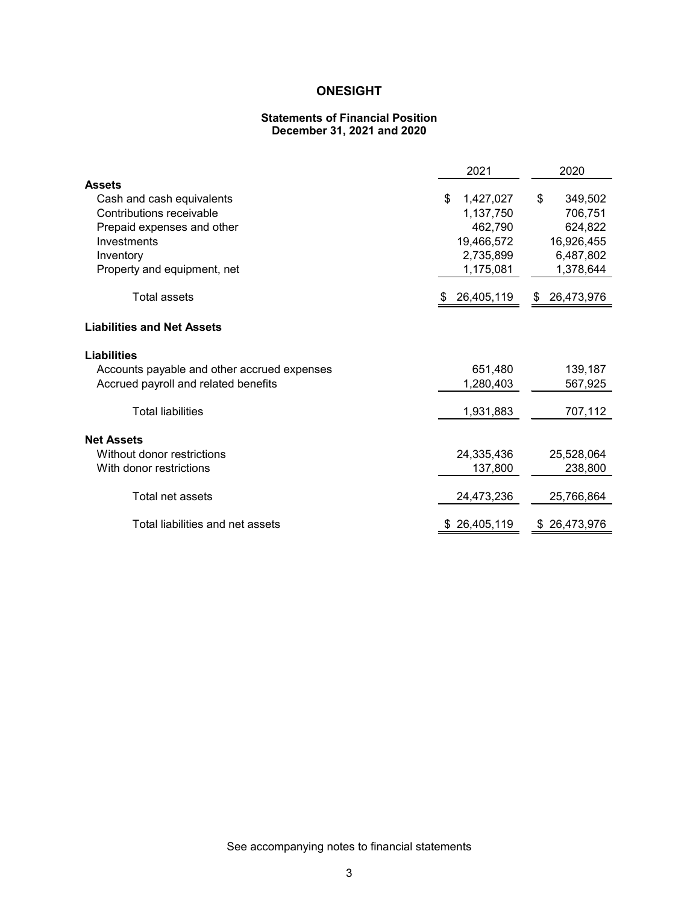# ONESIGHT

## Statements of Financial Position
## December 31, 2021 and 2020

| | 2021 | 2020 |
|---|---|---|
| **Assets** | | |
| Cash and cash equivalents | $ 1,427,027 | $ 349,502 |
| Contributions receivable | 1,137,750 | 706,751 |
| Prepaid expenses and other | 462,790 | 624,822 |
| Investments | 19,466,572 | 16,926,455 |
| Inventory | 2,735,899 | 6,487,802 |
| Property and equipment, net | 1,175,081 | 1,378,644 |
| Total assets | $ 26,405,119 | $ 26,473,976 |
| **Liabilities and Net Assets** | | |
| **Liabilities** | | |
| Accounts payable and other accrued expenses | 651,480 | 139,187 |
| Accrued payroll and related benefits | 1,280,403 | 567,925 |
| Total liabilities | 1,931,883 | 707,112 |
| **Net Assets** | | |
| Without donor restrictions | 24,335,436 | 25,528,064 |
| With donor restrictions | 137,800 | 238,800 |
| Total net assets | 24,473,236 | 25,766,864 |
| Total liabilities and net assets | $ 26,405,119 | $ 26,473,976 |

See accompanying notes to financial statements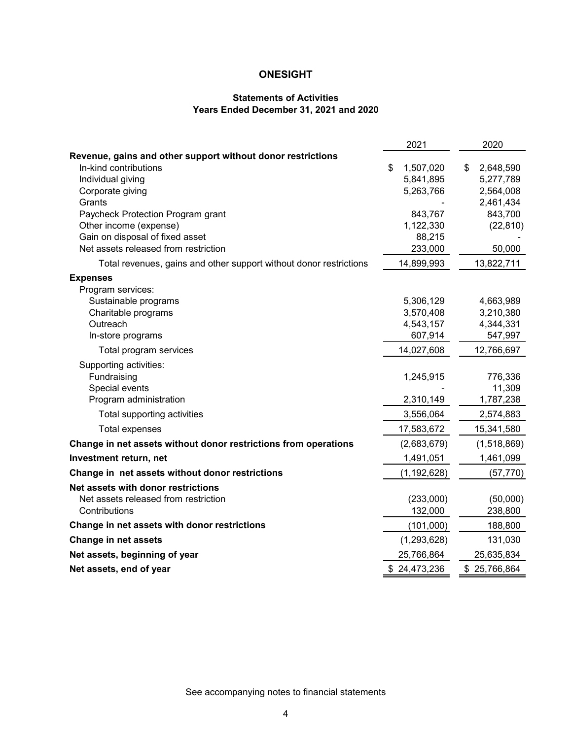# ONESIGHT

## Statements of Activities
### Years Ended December 31, 2021 and 2020

| | 2021 | 2020 |
|---|---|---|
| **Revenue, gains and other support without donor restrictions** | | |
| In-kind contributions | $ 1,507,020 | $ 2,648,590 |
| Individual giving | 5,841,895 | 5,277,789 |
| Corporate giving | 5,263,766 | 2,564,008 |
| Grants | - | 2,461,434 |
| Paycheck Protection Program grant | 843,767 | 843,700 |
| Other income (expense) | 1,122,330 | (22,810) |
| Gain on disposal of fixed asset | 88,215 | - |
| Net assets released from restriction | 233,000 | 50,000 |
| Total revenues, gains and other support without donor restrictions | 14,899,993 | 13,822,711 |
| **Expenses** | | |
| Program services: | | |
| Sustainable programs | 5,306,129 | 4,663,989 |
| Charitable programs | 3,570,408 | 3,210,380 |
| Outreach | 4,543,157 | 4,344,331 |
| In-store programs | 607,914 | 547,997 |
| Total program services | 14,027,608 | 12,766,697 |
| Supporting activities: | | |
| Fundraising | 1,245,915 | 776,336 |
| Special events | - | 11,309 |
| Program administration | 2,310,149 | 1,787,238 |
| Total supporting activities | 3,556,064 | 2,574,883 |
| Total expenses | 17,583,672 | 15,341,580 |
| **Change in net assets without donor restrictions from operations** | (2,683,679) | (1,518,869) |
| **Investment return, net** | 1,491,051 | 1,461,099 |
| **Change in net assets without donor restrictions** | (1,192,628) | (57,770) |
| **Net assets with donor restrictions** | | |
| Net assets released from restriction | (233,000) | (50,000) |
| Contributions | 132,000 | 238,800 |
| **Change in net assets with donor restrictions** | (101,000) | 188,800 |
| **Change in net assets** | (1,293,628) | 131,030 |
| **Net assets, beginning of year** | 25,766,864 | 25,635,834 |
| **Net assets, end of year** | $ 24,473,236 | $ 25,766,864 |

See accompanying notes to financial statements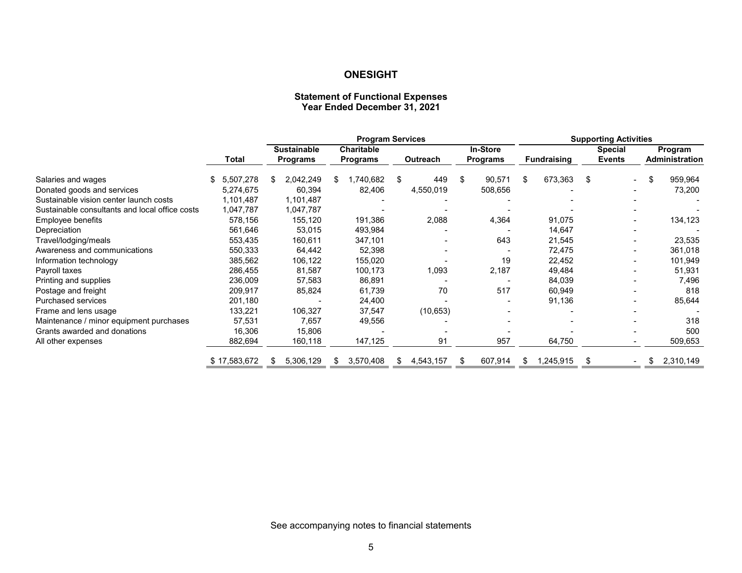# ONESIGHT

## Statement of Functional Expenses
## Year Ended December 31, 2021

| | | Program Services | | | | Supporting Activities | | |
|---|---|---|---|---|---|---|---|---|
| | Total | Sustainable Programs | Charitable Programs | Outreach | In-Store Programs | Fundraising | Special Events | Program Administration |
| Salaries and wages | $ 5,507,278 | $ 2,042,249 | $ 1,740,682 | $ 449 | $ 90,571 | $ 673,363 | $ - | $ 959,964 |
| Donated goods and services | 5,274,675 | 60,394 | 82,406 | 4,550,019 | 508,656 | - | - | 73,200 |
| Sustainable vision center launch costs | 1,101,487 | 1,101,487 | - | - | - | - | - | - |
| Sustainable consultants and local office costs | 1,047,787 | 1,047,787 | - | - | - | - | - | - |
| Employee benefits | 578,156 | 155,120 | 191,386 | 2,088 | 4,364 | 91,075 | - | 134,123 |
| Depreciation | 561,646 | 53,015 | 493,984 | - | - | 14,647 | - | - |
| Travel/lodging/meals | 553,435 | 160,611 | 347,101 | - | 643 | 21,545 | - | 23,535 |
| Awareness and communications | 550,333 | 64,442 | 52,398 | - | - | 72,475 | - | 361,018 |
| Information technology | 385,562 | 106,122 | 155,020 | - | 19 | 22,452 | - | 101,949 |
| Payroll taxes | 286,455 | 81,587 | 100,173 | 1,093 | 2,187 | 49,484 | - | 51,931 |
| Printing and supplies | 236,009 | 57,583 | 86,891 | - | - | 84,039 | - | 7,496 |
| Postage and freight | 209,917 | 85,824 | 61,739 | 70 | 517 | 60,949 | - | 818 |
| Purchased services | 201,180 | - | 24,400 | - | - | 91,136 | - | 85,644 |
| Frame and lens usage | 133,221 | 106,327 | 37,547 | (10,653) | - | - | - | - |
| Maintenance / minor equipment purchases | 57,531 | 7,657 | 49,556 | - | - | - | - | 318 |
| Grants awarded and donations | 16,306 | 15,806 | - | - | - | - | - | 500 |
| All other expenses | 882,694 | 160,118 | 147,125 | 91 | 957 | 64,750 | - | 509,653 |
| | $ 17,583,672 | $ 5,306,129 | $ 3,570,408 | $ 4,543,157 | $ 607,914 | $ 1,245,915 | $ - | $ 2,310,149 |

See accompanying notes to financial statements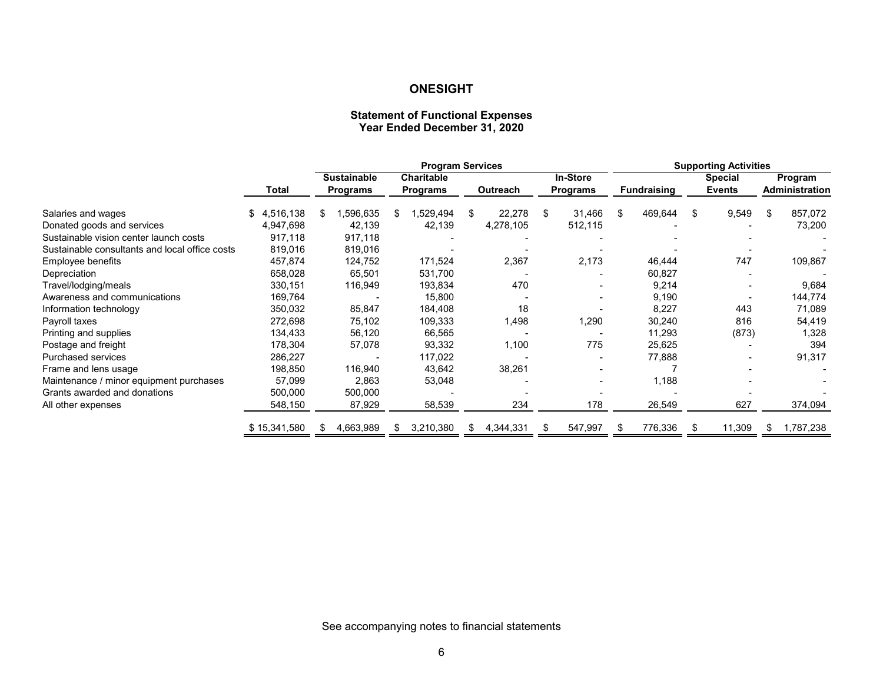# ONESIGHT

## Statement of Functional Expenses
### Year Ended December 31, 2020

| | | Program Services | | | | Supporting Activities | | |
|---|---|---|---|---|---|---|---|---|
| | Total | Sustainable Programs | Charitable Programs | Outreach | In-Store Programs | Fundraising | Special Events | Program Administration |
| Salaries and wages | $ 4,516,138 | $ 1,596,635 | $ 1,529,494 | $ 22,278 | $ 31,466 | $ 469,644 | $ 9,549 | $ 857,072 |
| Donated goods and services | 4,947,698 | 42,139 | 42,139 | 4,278,105 | 512,115 | - | - | 73,200 |
| Sustainable vision center launch costs | 917,118 | 917,118 | - | - | - | - | - | - |
| Sustainable consultants and local office costs | 819,016 | 819,016 | - | - | - | - | - | - |
| Employee benefits | 457,874 | 124,752 | 171,524 | 2,367 | 2,173 | 46,444 | 747 | 109,867 |
| Depreciation | 658,028 | 65,501 | 531,700 | - | - | 60,827 | - | - |
| Travel/lodging/meals | 330,151 | 116,949 | 193,834 | 470 | - | 9,214 | - | 9,684 |
| Awareness and communications | 169,764 | - | 15,800 | - | - | 9,190 | - | 144,774 |
| Information technology | 350,032 | 85,847 | 184,408 | 18 | - | 8,227 | 443 | 71,089 |
| Payroll taxes | 272,698 | 75,102 | 109,333 | 1,498 | 1,290 | 30,240 | 816 | 54,419 |
| Printing and supplies | 134,433 | 56,120 | 66,565 | - | - | 11,293 | (873) | 1,328 |
| Postage and freight | 178,304 | 57,078 | 93,332 | 1,100 | 775 | 25,625 | - | 394 |
| Purchased services | 286,227 | - | 117,022 | - | - | 77,888 | - | 91,317 |
| Frame and lens usage | 198,850 | 116,940 | 43,642 | 38,261 | - | 7 | - | - |
| Maintenance / minor equipment purchases | 57,099 | 2,863 | 53,048 | - | - | 1,188 | - | - |
| Grants awarded and donations | 500,000 | 500,000 | - | - | - | - | - | - |
| All other expenses | 548,150 | 87,929 | 58,539 | 234 | 178 | 26,549 | 627 | 374,094 |
| | $ 15,341,580 | $ 4,663,989 | $ 3,210,380 | $ 4,344,331 | $ 547,997 | $ 776,336 | $ 11,309 | $ 1,787,238 |

See accompanying notes to financial statements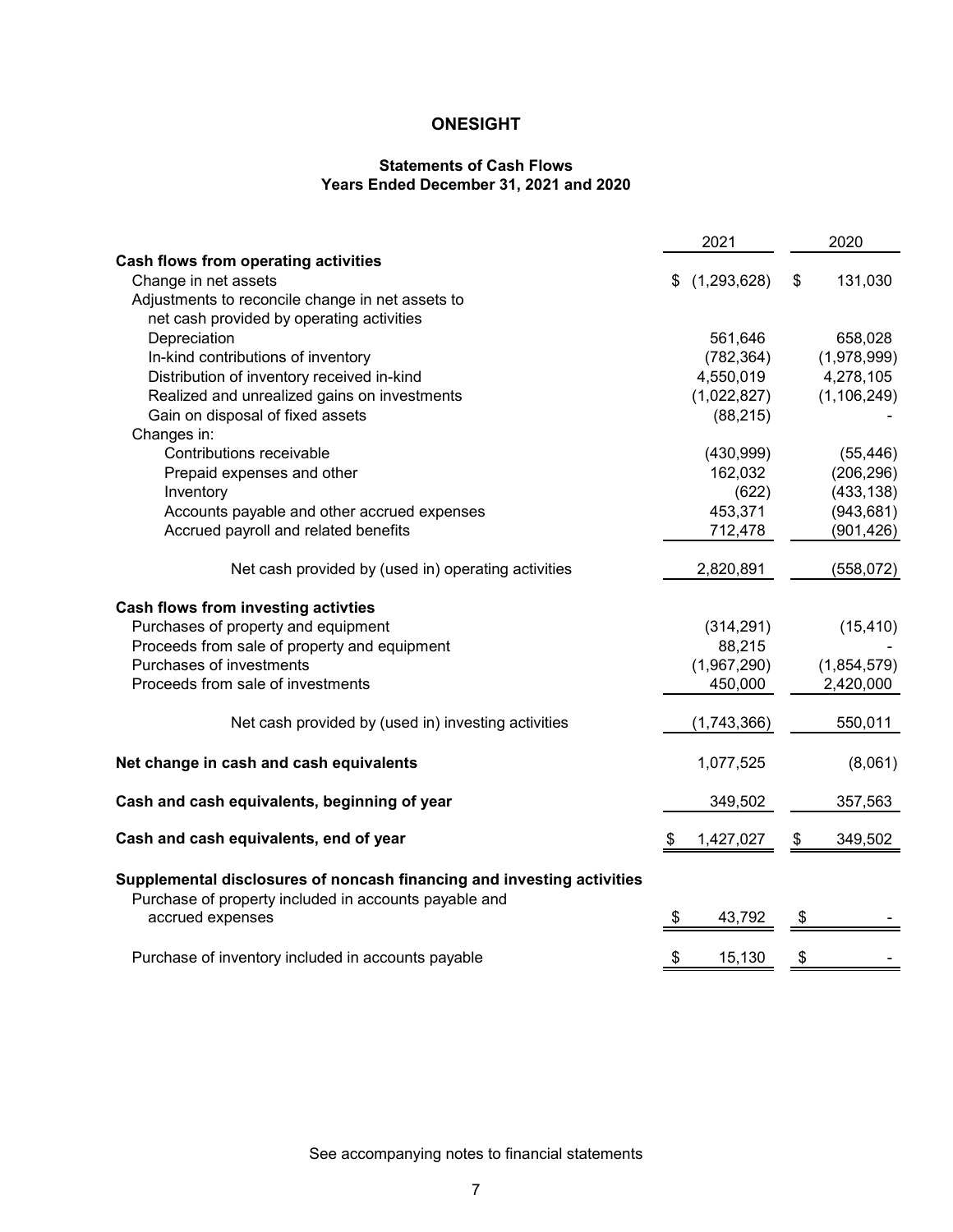# ONESIGHT

## Statements of Cash Flows
### Years Ended December 31, 2021 and 2020

| | 2021 | 2020 |
|---|---|---|
| **Cash flows from operating activities** | | |
| Change in net assets | $ (1,293,628) | $ 131,030 |
| Adjustments to reconcile change in net assets to net cash provided by operating activities | | |
| Depreciation | 561,646 | 658,028 |
| In-kind contributions of inventory | (782,364) | (1,978,999) |
| Distribution of inventory received in-kind | 4,550,019 | 4,278,105 |
| Realized and unrealized gains on investments | (1,022,827) | (1,106,249) |
| Gain on disposal of fixed assets | (88,215) | - |
| Changes in: | | |
| Contributions receivable | (430,999) | (55,446) |
| Prepaid expenses and other | 162,032 | (206,296) |
| Inventory | (622) | (433,138) |
| Accounts payable and other accrued expenses | 453,371 | (943,681) |
| Accrued payroll and related benefits | 712,478 | (901,426) |
| Net cash provided by (used in) operating activities | 2,820,891 | (558,072) |
| **Cash flows from investing activties** | | |
| Purchases of property and equipment | (314,291) | (15,410) |
| Proceeds from sale of property and equipment | 88,215 | - |
| Purchases of investments | (1,967,290) | (1,854,579) |
| Proceeds from sale of investments | 450,000 | 2,420,000 |
| Net cash provided by (used in) investing activities | (1,743,366) | 550,011 |
| **Net change in cash and cash equivalents** | 1,077,525 | (8,061) |
| **Cash and cash equivalents, beginning of year** | 349,502 | 357,563 |
| **Cash and cash equivalents, end of year** | $ 1,427,027 | $ 349,502 |
| **Supplemental disclosures of noncash financing and investing activities** | | |
| Purchase of property included in accounts payable and accrued expenses | $ 43,792 | $ - |
| Purchase of inventory included in accounts payable | $ 15,130 | $ - |

See accompanying notes to financial statements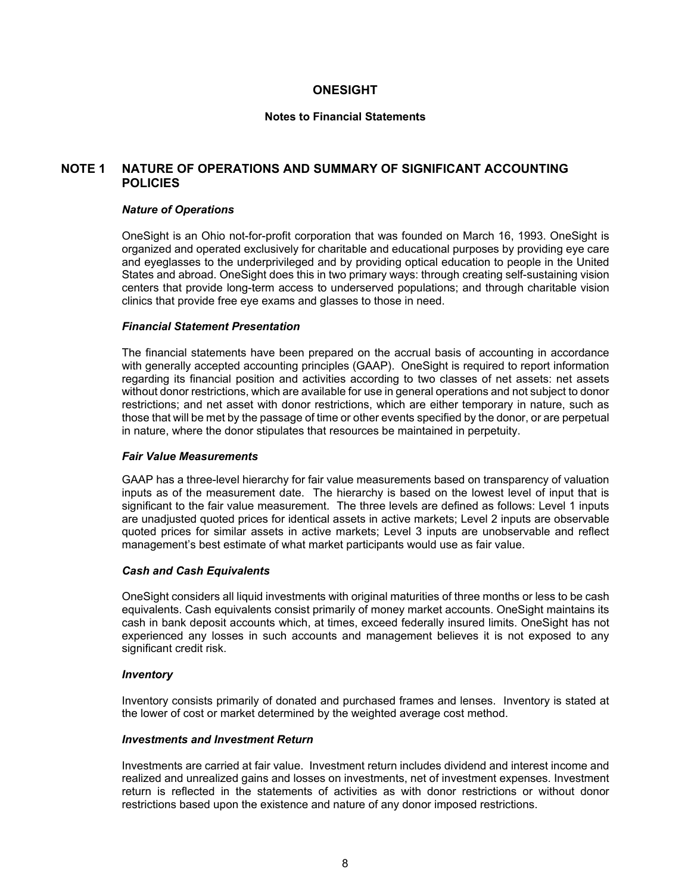# ONESIGHT

## Notes to Financial Statements

## NOTE 1 NATURE OF OPERATIONS AND SUMMARY OF SIGNIFICANT ACCOUNTING POLICIES

### *Nature of Operations*

OneSight is an Ohio not-for-profit corporation that was founded on March 16, 1993. OneSight is organized and operated exclusively for charitable and educational purposes by providing eye care and eyeglasses to the underprivileged and by providing optical education to people in the United States and abroad. OneSight does this in two primary ways: through creating self-sustaining vision centers that provide long-term access to underserved populations; and through charitable vision clinics that provide free eye exams and glasses to those in need.

### *Financial Statement Presentation*

The financial statements have been prepared on the accrual basis of accounting in accordance with generally accepted accounting principles (GAAP). OneSight is required to report information regarding its financial position and activities according to two classes of net assets: net assets without donor restrictions, which are available for use in general operations and not subject to donor restrictions; and net asset with donor restrictions, which are either temporary in nature, such as those that will be met by the passage of time or other events specified by the donor, or are perpetual in nature, where the donor stipulates that resources be maintained in perpetuity.

### *Fair Value Measurements*

GAAP has a three-level hierarchy for fair value measurements based on transparency of valuation inputs as of the measurement date. The hierarchy is based on the lowest level of input that is significant to the fair value measurement. The three levels are defined as follows: Level 1 inputs are unadjusted quoted prices for identical assets in active markets; Level 2 inputs are observable quoted prices for similar assets in active markets; Level 3 inputs are unobservable and reflect management's best estimate of what market participants would use as fair value.

### *Cash and Cash Equivalents*

OneSight considers all liquid investments with original maturities of three months or less to be cash equivalents. Cash equivalents consist primarily of money market accounts. OneSight maintains its cash in bank deposit accounts which, at times, exceed federally insured limits. OneSight has not experienced any losses in such accounts and management believes it is not exposed to any significant credit risk.

### *Inventory*

Inventory consists primarily of donated and purchased frames and lenses. Inventory is stated at the lower of cost or market determined by the weighted average cost method.

### *Investments and Investment Return*

Investments are carried at fair value. Investment return includes dividend and interest income and realized and unrealized gains and losses on investments, net of investment expenses. Investment return is reflected in the statements of activities as with donor restrictions or without donor restrictions based upon the existence and nature of any donor imposed restrictions.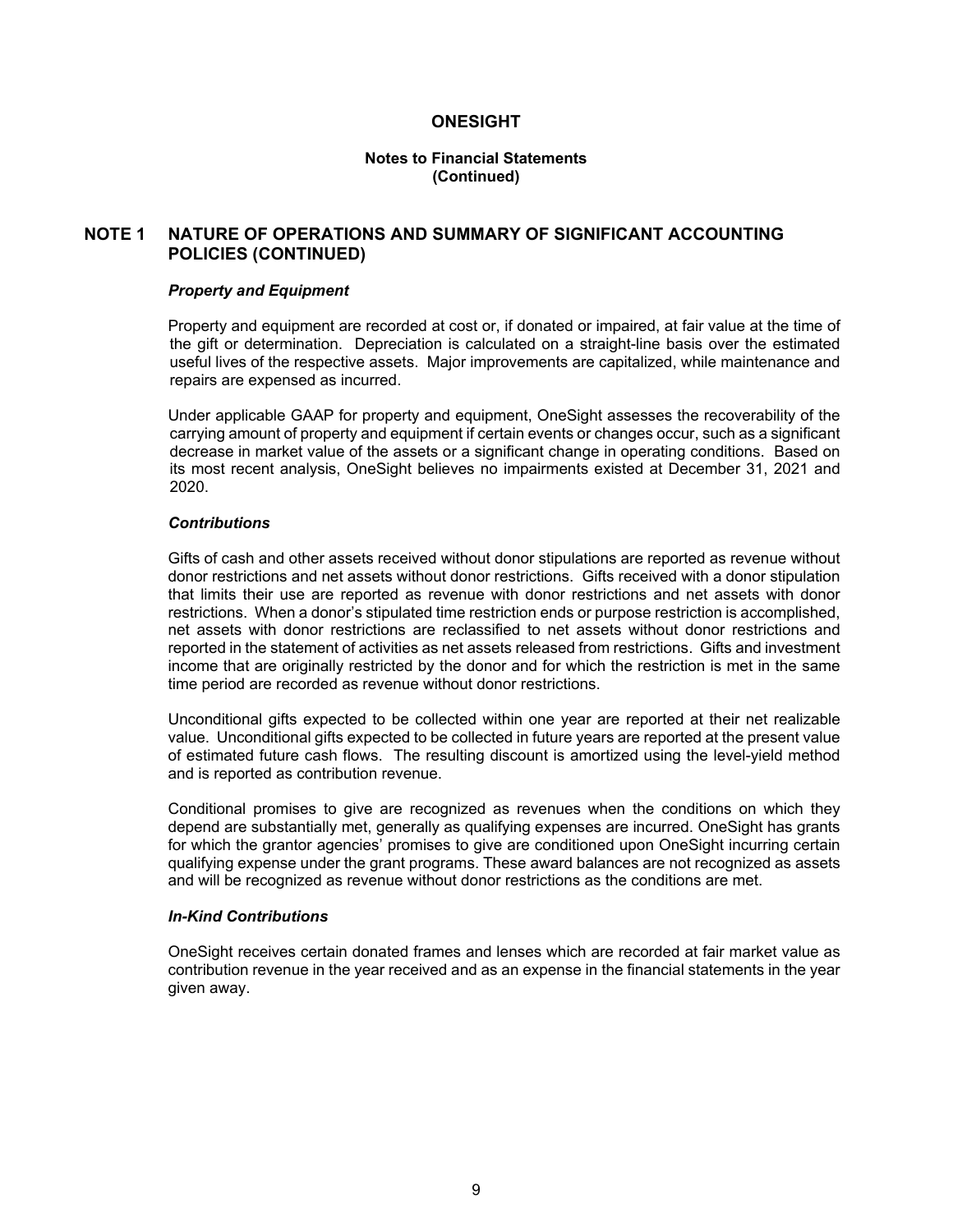# ONESIGHT

## Notes to Financial Statements (Continued)

## NOTE 1 NATURE OF OPERATIONS AND SUMMARY OF SIGNIFICANT ACCOUNTING POLICIES (CONTINUED)

### *Property and Equipment*

Property and equipment are recorded at cost or, if donated or impaired, at fair value at the time of the gift or determination. Depreciation is calculated on a straight-line basis over the estimated useful lives of the respective assets. Major improvements are capitalized, while maintenance and repairs are expensed as incurred.

Under applicable GAAP for property and equipment, OneSight assesses the recoverability of the carrying amount of property and equipment if certain events or changes occur, such as a significant decrease in market value of the assets or a significant change in operating conditions. Based on its most recent analysis, OneSight believes no impairments existed at December 31, 2021 and 2020.

### *Contributions*

Gifts of cash and other assets received without donor stipulations are reported as revenue without donor restrictions and net assets without donor restrictions. Gifts received with a donor stipulation that limits their use are reported as revenue with donor restrictions and net assets with donor restrictions. When a donor's stipulated time restriction ends or purpose restriction is accomplished, net assets with donor restrictions are reclassified to net assets without donor restrictions and reported in the statement of activities as net assets released from restrictions. Gifts and investment income that are originally restricted by the donor and for which the restriction is met in the same time period are recorded as revenue without donor restrictions.

Unconditional gifts expected to be collected within one year are reported at their net realizable value. Unconditional gifts expected to be collected in future years are reported at the present value of estimated future cash flows. The resulting discount is amortized using the level-yield method and is reported as contribution revenue.

Conditional promises to give are recognized as revenues when the conditions on which they depend are substantially met, generally as qualifying expenses are incurred. OneSight has grants for which the grantor agencies' promises to give are conditioned upon OneSight incurring certain qualifying expense under the grant programs. These award balances are not recognized as assets and will be recognized as revenue without donor restrictions as the conditions are met.

### *In-Kind Contributions*

OneSight receives certain donated frames and lenses which are recorded at fair market value as contribution revenue in the year received and as an expense in the financial statements in the year given away.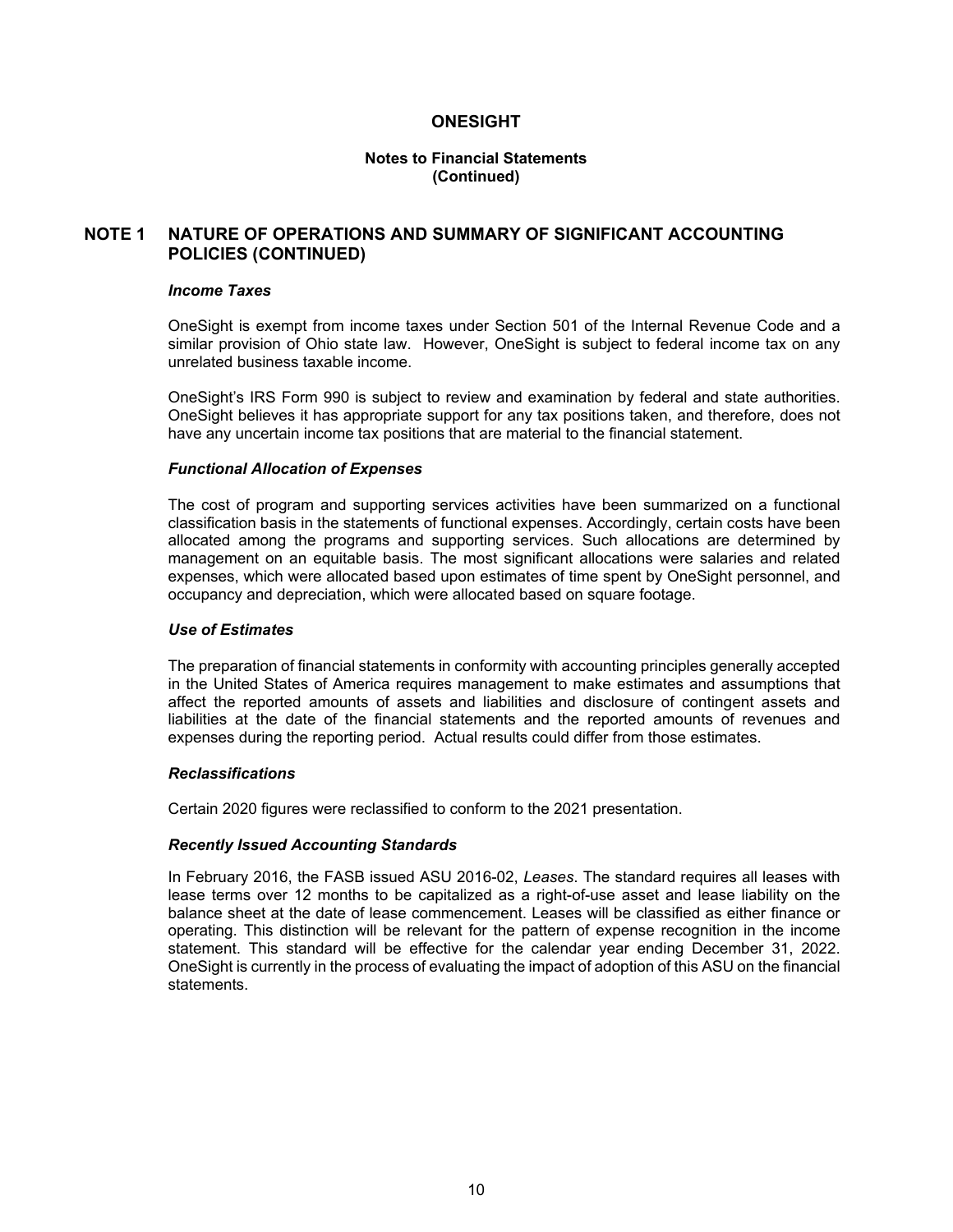# ONESIGHT

## Notes to Financial Statements (Continued)

## NOTE 1 NATURE OF OPERATIONS AND SUMMARY OF SIGNIFICANT ACCOUNTING POLICIES (CONTINUED)

### *Income Taxes*

OneSight is exempt from income taxes under Section 501 of the Internal Revenue Code and a similar provision of Ohio state law. However, OneSight is subject to federal income tax on any unrelated business taxable income.

OneSight's IRS Form 990 is subject to review and examination by federal and state authorities. OneSight believes it has appropriate support for any tax positions taken, and therefore, does not have any uncertain income tax positions that are material to the financial statement.

### *Functional Allocation of Expenses*

The cost of program and supporting services activities have been summarized on a functional classification basis in the statements of functional expenses. Accordingly, certain costs have been allocated among the programs and supporting services. Such allocations are determined by management on an equitable basis. The most significant allocations were salaries and related expenses, which were allocated based upon estimates of time spent by OneSight personnel, and occupancy and depreciation, which were allocated based on square footage.

### *Use of Estimates*

The preparation of financial statements in conformity with accounting principles generally accepted in the United States of America requires management to make estimates and assumptions that affect the reported amounts of assets and liabilities and disclosure of contingent assets and liabilities at the date of the financial statements and the reported amounts of revenues and expenses during the reporting period. Actual results could differ from those estimates.

### *Reclassifications*

Certain 2020 figures were reclassified to conform to the 2021 presentation.

### *Recently Issued Accounting Standards*

In February 2016, the FASB issued ASU 2016-02, *Leases*. The standard requires all leases with lease terms over 12 months to be capitalized as a right-of-use asset and lease liability on the balance sheet at the date of lease commencement. Leases will be classified as either finance or operating. This distinction will be relevant for the pattern of expense recognition in the income statement. This standard will be effective for the calendar year ending December 31, 2022. OneSight is currently in the process of evaluating the impact of adoption of this ASU on the financial statements.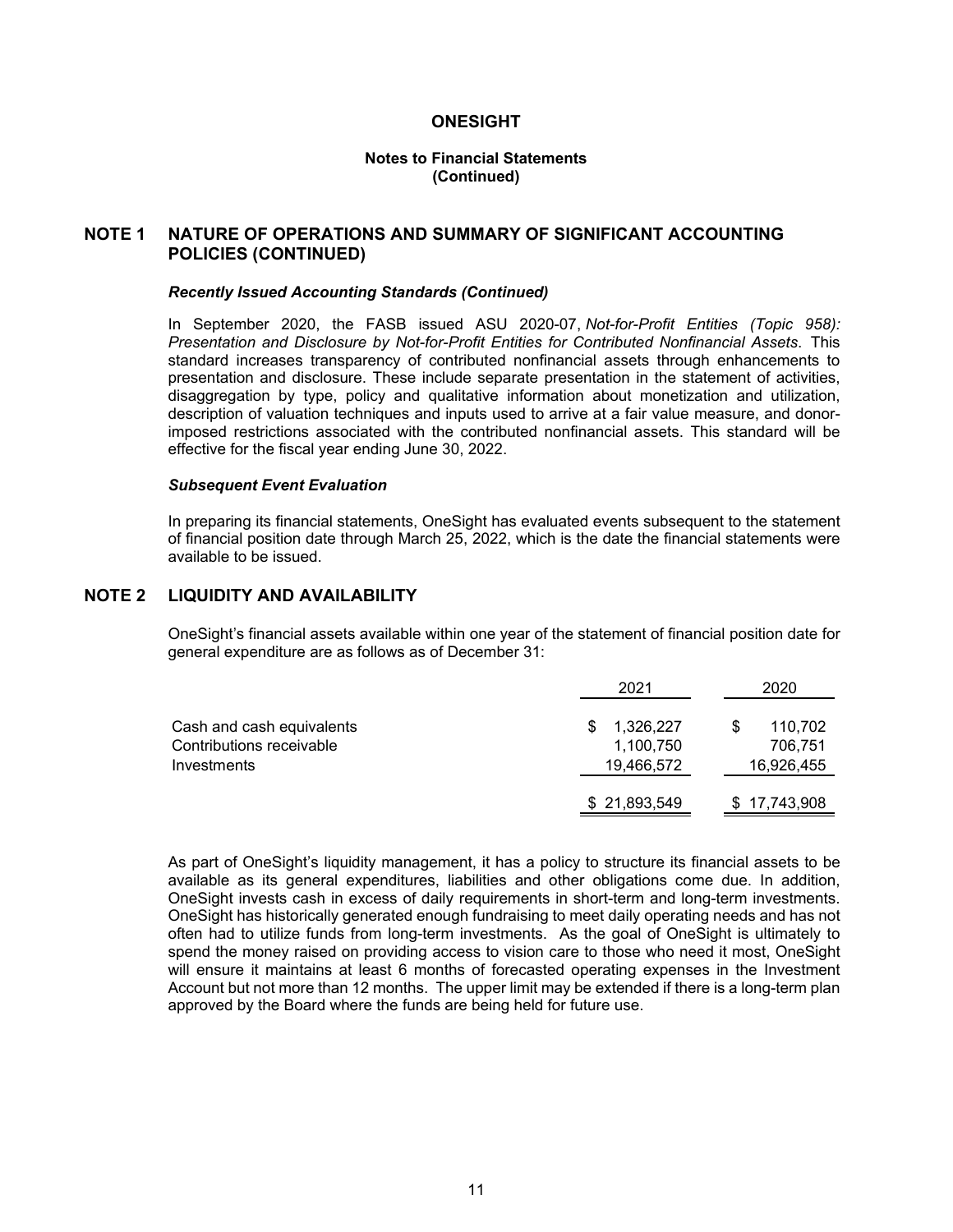# NOTE 1 NATURE OF OPERATIONS AND SUMMARY OF SIGNIFICANT ACCOUNTING POLICIES (CONTINUED)

### *Recently Issued Accounting Standards (Continued)*

In September 2020, the FASB issued ASU 2020-07, *Not-for-Profit Entities (Topic 958): Presentation and Disclosure by Not-for-Profit Entities for Contributed Nonfinancial Assets*. This standard increases transparency of contributed nonfinancial assets through enhancements to presentation and disclosure. These include separate presentation in the statement of activities, disaggregation by type, policy and qualitative information about monetization and utilization, description of valuation techniques and inputs used to arrive at a fair value measure, and donor-imposed restrictions associated with the contributed nonfinancial assets. This standard will be effective for the fiscal year ending June 30, 2022.

### *Subsequent Event Evaluation*

In preparing its financial statements, OneSight has evaluated events subsequent to the statement of financial position date through March 25, 2022, which is the date the financial statements were available to be issued.

# NOTE 2 LIQUIDITY AND AVAILABILITY

OneSight's financial assets available within one year of the statement of financial position date for general expenditure are as follows as of December 31:

| | 2021 | 2020 |
|---|---|---|
| Cash and cash equivalents | $ 1,326,227 | $ 110,702 |
| Contributions receivable | 1,100,750 | 706,751 |
| Investments | 19,466,572 | 16,926,455 |
| | $ 21,893,549 | $ 17,743,908 |

As part of OneSight's liquidity management, it has a policy to structure its financial assets to be available as its general expenditures, liabilities and other obligations come due. In addition, OneSight invests cash in excess of daily requirements in short-term and long-term investments. OneSight has historically generated enough fundraising to meet daily operating needs and has not often had to utilize funds from long-term investments. As the goal of OneSight is ultimately to spend the money raised on providing access to vision care to those who need it most, OneSight will ensure it maintains at least 6 months of forecasted operating expenses in the Investment Account but not more than 12 months. The upper limit may be extended if there is a long-term plan approved by the Board where the funds are being held for future use.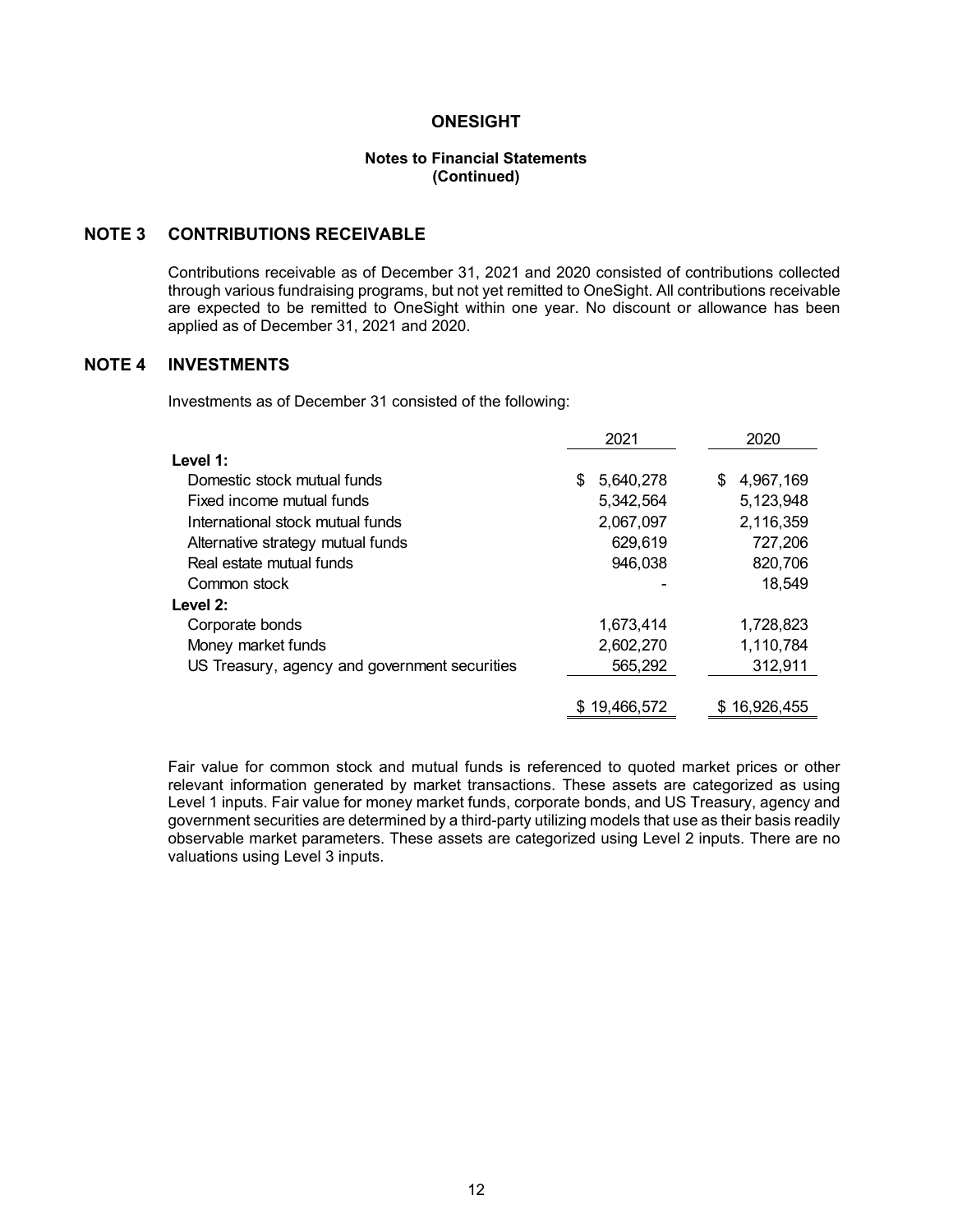# ONESIGHT

**Notes to Financial Statements (Continued)**

## NOTE 3 CONTRIBUTIONS RECEIVABLE

Contributions receivable as of December 31, 2021 and 2020 consisted of contributions collected through various fundraising programs, but not yet remitted to OneSight. All contributions receivable are expected to be remitted to OneSight within one year. No discount or allowance has been applied as of December 31, 2021 and 2020.

## NOTE 4 INVESTMENTS

Investments as of December 31 consisted of the following:

| | 2021 | 2020 |
|---|---|---|
| **Level 1:** | | |
| Domestic stock mutual funds | $ 5,640,278 | $ 4,967,169 |
| Fixed income mutual funds | 5,342,564 | 5,123,948 |
| International stock mutual funds | 2,067,097 | 2,116,359 |
| Alternative strategy mutual funds | 629,619 | 727,206 |
| Real estate mutual funds | 946,038 | 820,706 |
| Common stock | - | 18,549 |
| **Level 2:** | | |
| Corporate bonds | 1,673,414 | 1,728,823 |
| Money market funds | 2,602,270 | 1,110,784 |
| US Treasury, agency and government securities | 565,292 | 312,911 |
| | $ 19,466,572 | $ 16,926,455 |

Fair value for common stock and mutual funds is referenced to quoted market prices or other relevant information generated by market transactions. These assets are categorized as using Level 1 inputs. Fair value for money market funds, corporate bonds, and US Treasury, agency and government securities are determined by a third-party utilizing models that use as their basis readily observable market parameters. These assets are categorized using Level 2 inputs. There are no valuations using Level 3 inputs.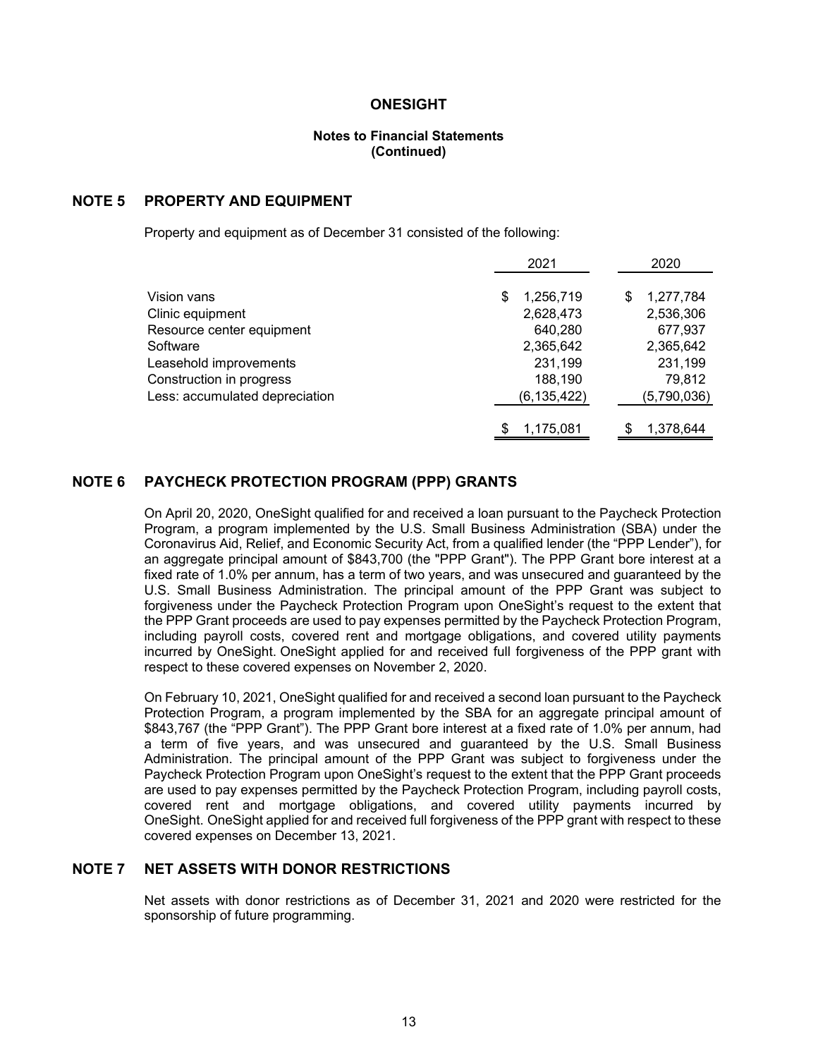# ONESIGHT

## Notes to Financial Statements (Continued)

## NOTE 5 PROPERTY AND EQUIPMENT

Property and equipment as of December 31 consisted of the following:

| | 2021 | 2020 |
|---|---|---|
| Vision vans | $ 1,256,719 | $ 1,277,784 |
| Clinic equipment | 2,628,473 | 2,536,306 |
| Resource center equipment | 640,280 | 677,937 |
| Software | 2,365,642 | 2,365,642 |
| Leasehold improvements | 231,199 | 231,199 |
| Construction in progress | 188,190 | 79,812 |
| Less: accumulated depreciation | (6,135,422) | (5,790,036) |
| | $ 1,175,081 | $ 1,378,644 |

## NOTE 6 PAYCHECK PROTECTION PROGRAM (PPP) GRANTS

On April 20, 2020, OneSight qualified for and received a loan pursuant to the Paycheck Protection Program, a program implemented by the U.S. Small Business Administration (SBA) under the Coronavirus Aid, Relief, and Economic Security Act, from a qualified lender (the "PPP Lender"), for an aggregate principal amount of $843,700 (the "PPP Grant"). The PPP Grant bore interest at a fixed rate of 1.0% per annum, has a term of two years, and was unsecured and guaranteed by the U.S. Small Business Administration. The principal amount of the PPP Grant was subject to forgiveness under the Paycheck Protection Program upon OneSight's request to the extent that the PPP Grant proceeds are used to pay expenses permitted by the Paycheck Protection Program, including payroll costs, covered rent and mortgage obligations, and covered utility payments incurred by OneSight. OneSight applied for and received full forgiveness of the PPP grant with respect to these covered expenses on November 2, 2020.

On February 10, 2021, OneSight qualified for and received a second loan pursuant to the Paycheck Protection Program, a program implemented by the SBA for an aggregate principal amount of $843,767 (the "PPP Grant"). The PPP Grant bore interest at a fixed rate of 1.0% per annum, had a term of five years, and was unsecured and guaranteed by the U.S. Small Business Administration. The principal amount of the PPP Grant was subject to forgiveness under the Paycheck Protection Program upon OneSight's request to the extent that the PPP Grant proceeds are used to pay expenses permitted by the Paycheck Protection Program, including payroll costs, covered rent and mortgage obligations, and covered utility payments incurred by OneSight. OneSight applied for and received full forgiveness of the PPP grant with respect to these covered expenses on December 13, 2021.

## NOTE 7 NET ASSETS WITH DONOR RESTRICTIONS

Net assets with donor restrictions as of December 31, 2021 and 2020 were restricted for the sponsorship of future programming.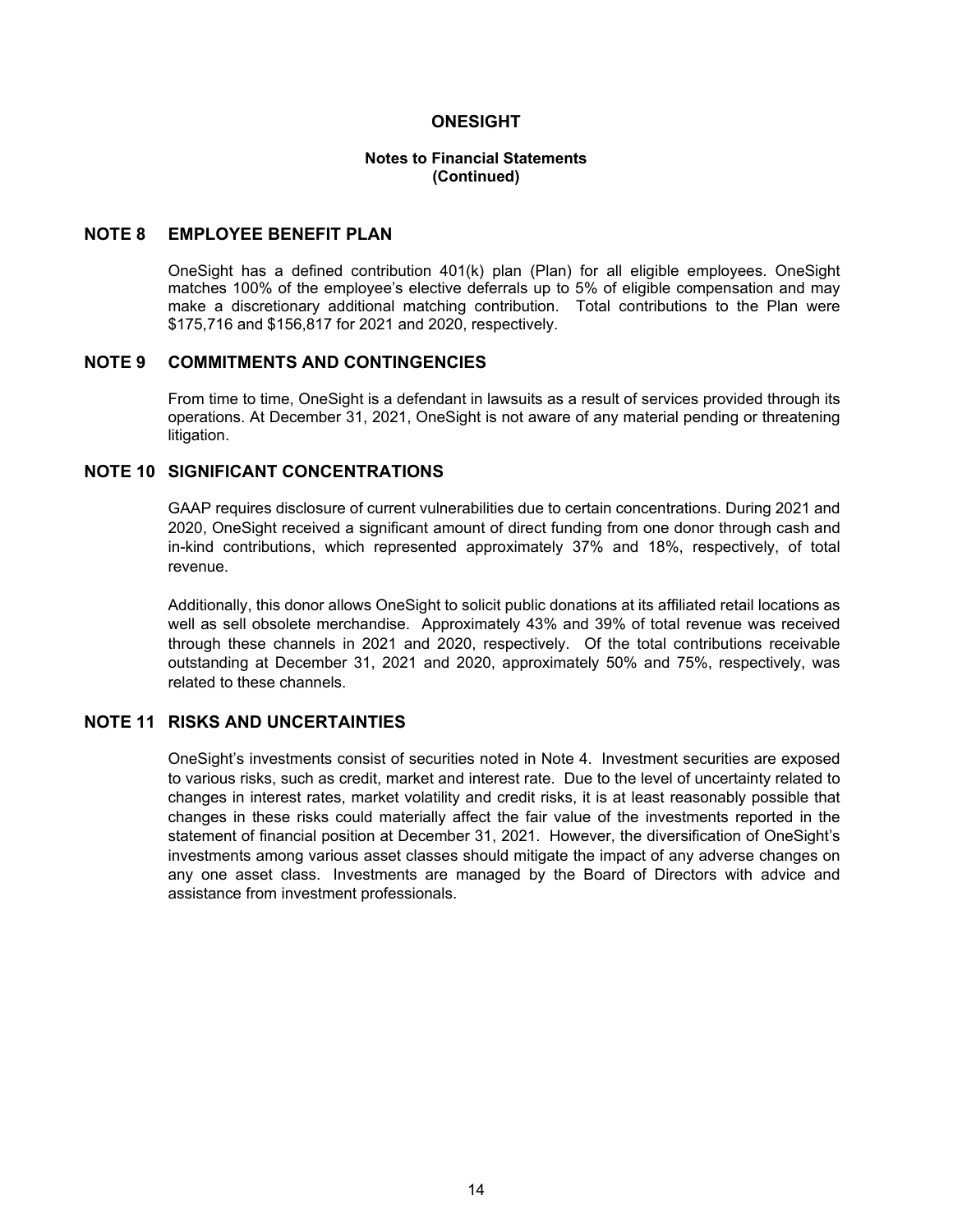## NOTE 8 EMPLOYEE BENEFIT PLAN

OneSight has a defined contribution 401(k) plan (Plan) for all eligible employees. OneSight matches 100% of the employee's elective deferrals up to 5% of eligible compensation and may make a discretionary additional matching contribution. Total contributions to the Plan were $175,716 and $156,817 for 2021 and 2020, respectively.

## NOTE 9 COMMITMENTS AND CONTINGENCIES

From time to time, OneSight is a defendant in lawsuits as a result of services provided through its operations. At December 31, 2021, OneSight is not aware of any material pending or threatening litigation.

## NOTE 10 SIGNIFICANT CONCENTRATIONS

GAAP requires disclosure of current vulnerabilities due to certain concentrations. During 2021 and 2020, OneSight received a significant amount of direct funding from one donor through cash and in-kind contributions, which represented approximately 37% and 18%, respectively, of total revenue.

Additionally, this donor allows OneSight to solicit public donations at its affiliated retail locations as well as sell obsolete merchandise. Approximately 43% and 39% of total revenue was received through these channels in 2021 and 2020, respectively. Of the total contributions receivable outstanding at December 31, 2021 and 2020, approximately 50% and 75%, respectively, was related to these channels.

## NOTE 11 RISKS AND UNCERTAINTIES

OneSight's investments consist of securities noted in Note 4. Investment securities are exposed to various risks, such as credit, market and interest rate. Due to the level of uncertainty related to changes in interest rates, market volatility and credit risks, it is at least reasonably possible that changes in these risks could materially affect the fair value of the investments reported in the statement of financial position at December 31, 2021. However, the diversification of OneSight's investments among various asset classes should mitigate the impact of any adverse changes on any one asset class. Investments are managed by the Board of Directors with advice and assistance from investment professionals.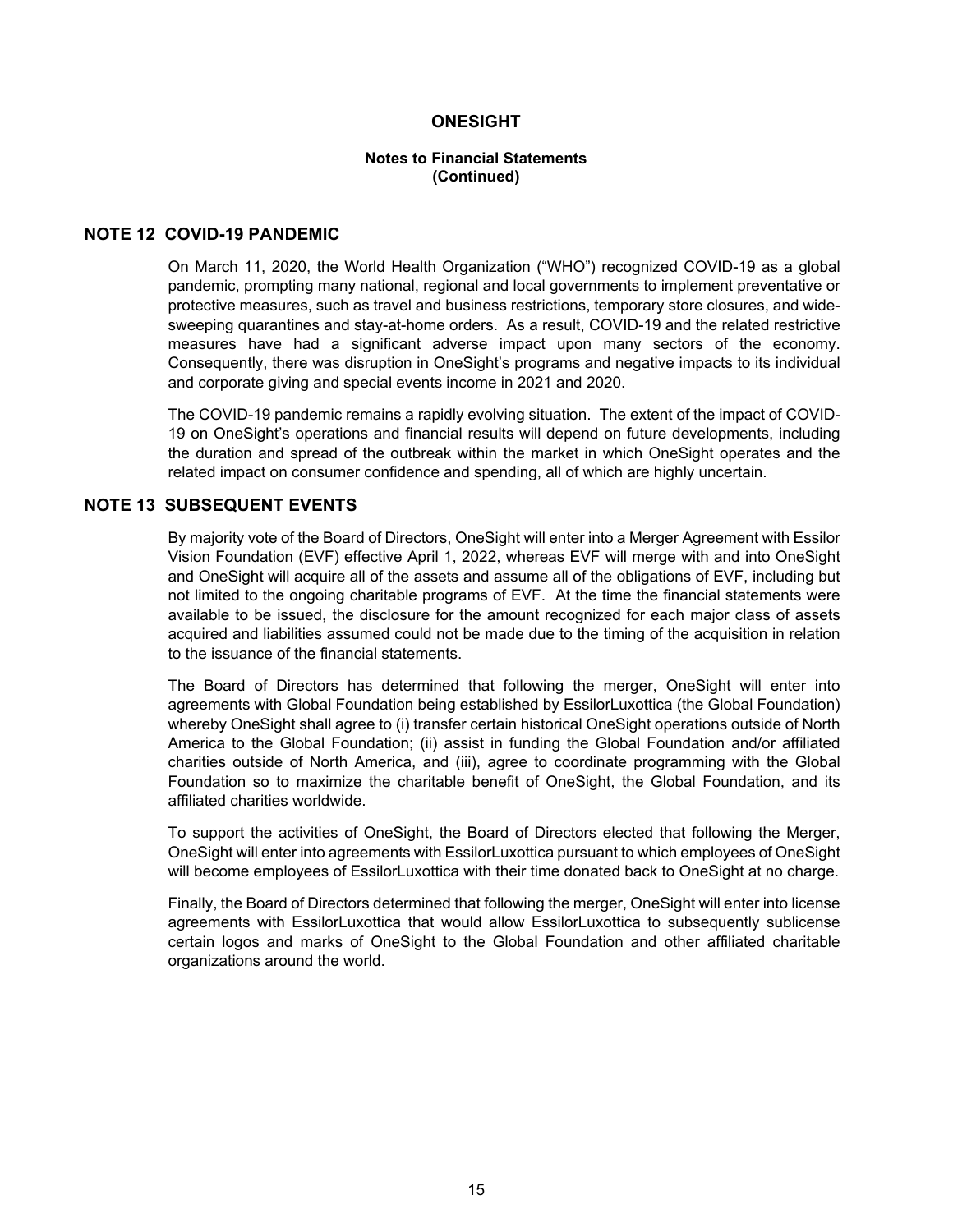# ONESIGHT

## Notes to Financial Statements (Continued)

### NOTE 12 COVID-19 PANDEMIC

On March 11, 2020, the World Health Organization ("WHO") recognized COVID-19 as a global pandemic, prompting many national, regional and local governments to implement preventative or protective measures, such as travel and business restrictions, temporary store closures, and wide-sweeping quarantines and stay-at-home orders. As a result, COVID-19 and the related restrictive measures have had a significant adverse impact upon many sectors of the economy. Consequently, there was disruption in OneSight's programs and negative impacts to its individual and corporate giving and special events income in 2021 and 2020.

The COVID-19 pandemic remains a rapidly evolving situation. The extent of the impact of COVID-19 on OneSight's operations and financial results will depend on future developments, including the duration and spread of the outbreak within the market in which OneSight operates and the related impact on consumer confidence and spending, all of which are highly uncertain.

### NOTE 13 SUBSEQUENT EVENTS

By majority vote of the Board of Directors, OneSight will enter into a Merger Agreement with Essilor Vision Foundation (EVF) effective April 1, 2022, whereas EVF will merge with and into OneSight and OneSight will acquire all of the assets and assume all of the obligations of EVF, including but not limited to the ongoing charitable programs of EVF. At the time the financial statements were available to be issued, the disclosure for the amount recognized for each major class of assets acquired and liabilities assumed could not be made due to the timing of the acquisition in relation to the issuance of the financial statements.

The Board of Directors has determined that following the merger, OneSight will enter into agreements with Global Foundation being established by EssilorLuxottica (the Global Foundation) whereby OneSight shall agree to (i) transfer certain historical OneSight operations outside of North America to the Global Foundation; (ii) assist in funding the Global Foundation and/or affiliated charities outside of North America, and (iii), agree to coordinate programming with the Global Foundation so to maximize the charitable benefit of OneSight, the Global Foundation, and its affiliated charities worldwide.

To support the activities of OneSight, the Board of Directors elected that following the Merger, OneSight will enter into agreements with EssilorLuxottica pursuant to which employees of OneSight will become employees of EssilorLuxottica with their time donated back to OneSight at no charge.

Finally, the Board of Directors determined that following the merger, OneSight will enter into license agreements with EssilorLuxottica that would allow EssilorLuxottica to subsequently sublicense certain logos and marks of OneSight to the Global Foundation and other affiliated charitable organizations around the world.